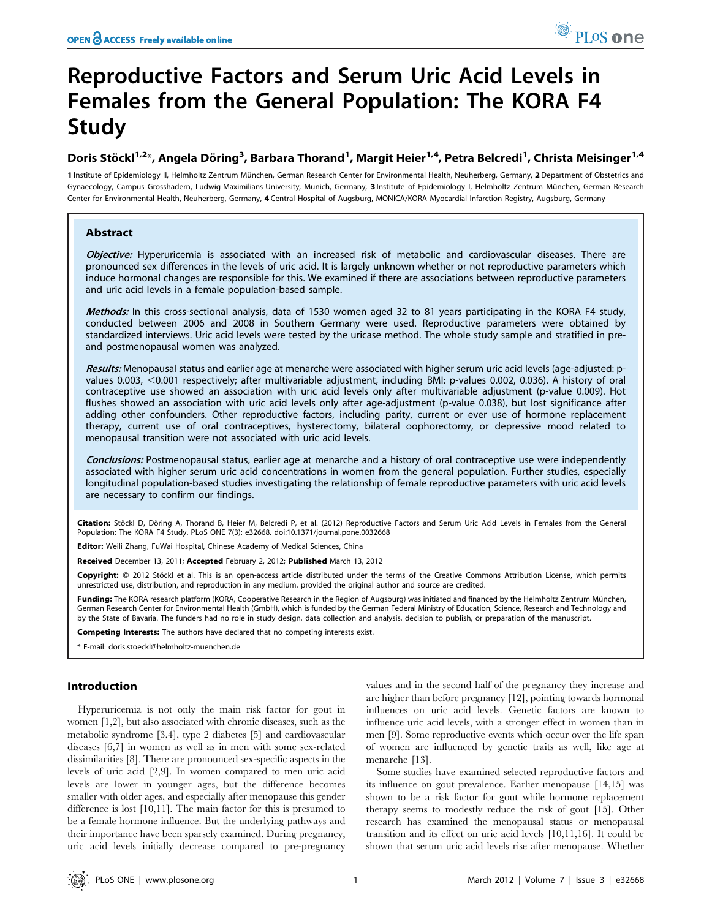# Reproductive Factors and Serum Uric Acid Levels in Females from the General Population: The KORA F4 Study

**Doris Stöckl[1,2]\*, Angela Döring[3], Barbara Thorand[1], Margit Heier[1,4], Petra Belcredi[1], Christa Meisinger[1,4]**

1 Institute of Epidemiology II, Helmholtz Zentrum München, German Research Center for Environmental Health, Neuherberg, Germany, 2 Department of Obstetrics and Gynaecology, Campus Grosshadern, Ludwig-Maximilians-University, Munich, Germany, 3 Institute of Epidemiology I, Helmholtz Zentrum München, German Research Center for Environmental Health, Neuherberg, Germany, 4 Central Hospital of Augsburg, MONICA/KORA Myocardial Infarction Registry, Augsburg, Germany

## Abstract

***Objective:*** Hyperuricemia is associated with an increased risk of metabolic and cardiovascular diseases. There are pronounced sex differences in the levels of uric acid. It is largely unknown whether or not reproductive parameters which induce hormonal changes are responsible for this. We examined if there are associations between reproductive parameters and uric acid levels in a female population-based sample.

***Methods:*** In this cross-sectional analysis, data of 1530 women aged 32 to 81 years participating in the KORA F4 study, conducted between 2006 and 2008 in Southern Germany were used. Reproductive parameters were obtained by standardized interviews. Uric acid levels were tested by the uricase method. The whole study sample and stratified in pre- and postmenopausal women was analyzed.

***Results:*** Menopausal status and earlier age at menarche were associated with higher serum uric acid levels (age-adjusted: p-values 0.003, <0.001 respectively; after multivariable adjustment, including BMI: p-values 0.002, 0.036). A history of oral contraceptive use showed an association with uric acid levels only after multivariable adjustment (p-value 0.009). Hot flushes showed an association with uric acid levels only after age-adjustment (p-value 0.038), but lost significance after adding other confounders. Other reproductive factors, including parity, current or ever use of hormone replacement therapy, current use of oral contraceptives, hysterectomy, bilateral oophorectomy, or depressive mood related to menopausal transition were not associated with uric acid levels.

***Conclusions:*** Postmenopausal status, earlier age at menarche and a history of oral contraceptive use were independently associated with higher serum uric acid concentrations in women from the general population. Further studies, especially longitudinal population-based studies investigating the relationship of female reproductive parameters with uric acid levels are necessary to confirm our findings.

**Citation:** Stöckl D, Döring A, Thorand B, Heier M, Belcredi P, et al. (2012) Reproductive Factors and Serum Uric Acid Levels in Females from the General Population: The KORA F4 Study. PLoS ONE 7(3): e32668. doi:10.1371/journal.pone.0032668

**Editor:** Weili Zhang, FuWai Hospital, Chinese Academy of Medical Sciences, China

**Received** December 13, 2011; **Accepted** February 2, 2012; **Published** March 13, 2012

**Copyright:** © 2012 Stöckl et al. This is an open-access article distributed under the terms of the Creative Commons Attribution License, which permits unrestricted use, distribution, and reproduction in any medium, provided the original author and source are credited.

**Funding:** The KORA research platform (KORA, Cooperative Research in the Region of Augsburg) was initiated and financed by the Helmholtz Zentrum München, German Research Center for Environmental Health (GmbH), which is funded by the German Federal Ministry of Education, Science, Research and Technology and by the State of Bavaria. The funders had no role in study design, data collection and analysis, decision to publish, or preparation of the manuscript.

**Competing Interests:** The authors have declared that no competing interests exist.

\* E-mail: doris.stoeckl@helmholtz-muenchen.de

## Introduction

Hyperuricemia is not only the main risk factor for gout in women [1,2], but also associated with chronic diseases, such as the metabolic syndrome [3,4], type 2 diabetes [5] and cardiovascular diseases [6,7] in women as well as in men with some sex-related dissimilarities [8]. There are pronounced sex-specific aspects in the levels of uric acid [2,9]. In women compared to men uric acid levels are lower in younger ages, but the difference becomes smaller with older ages, and especially after menopause this gender difference is lost [10,11]. The main factor for this is presumed to be a female hormone influence. But the underlying pathways and their importance have been sparsely examined. During pregnancy, uric acid levels initially decrease compared to pre-pregnancy values and in the second half of the pregnancy they increase and are higher than before pregnancy [12], pointing towards hormonal influences on uric acid levels. Genetic factors are known to influence uric acid levels, with a stronger effect in women than in men [9]. Some reproductive events which occur over the life span of women are influenced by genetic traits as well, like age at menarche [13].

Some studies have examined selected reproductive factors and its influence on gout prevalence. Earlier menopause [14,15] was shown to be a risk factor for gout while hormone replacement therapy seems to modestly reduce the risk of gout [15]. Other research has examined the menopausal status or menopausal transition and its effect on uric acid levels [10,11,16]. It could be shown that serum uric acid levels rise after menopause. Whether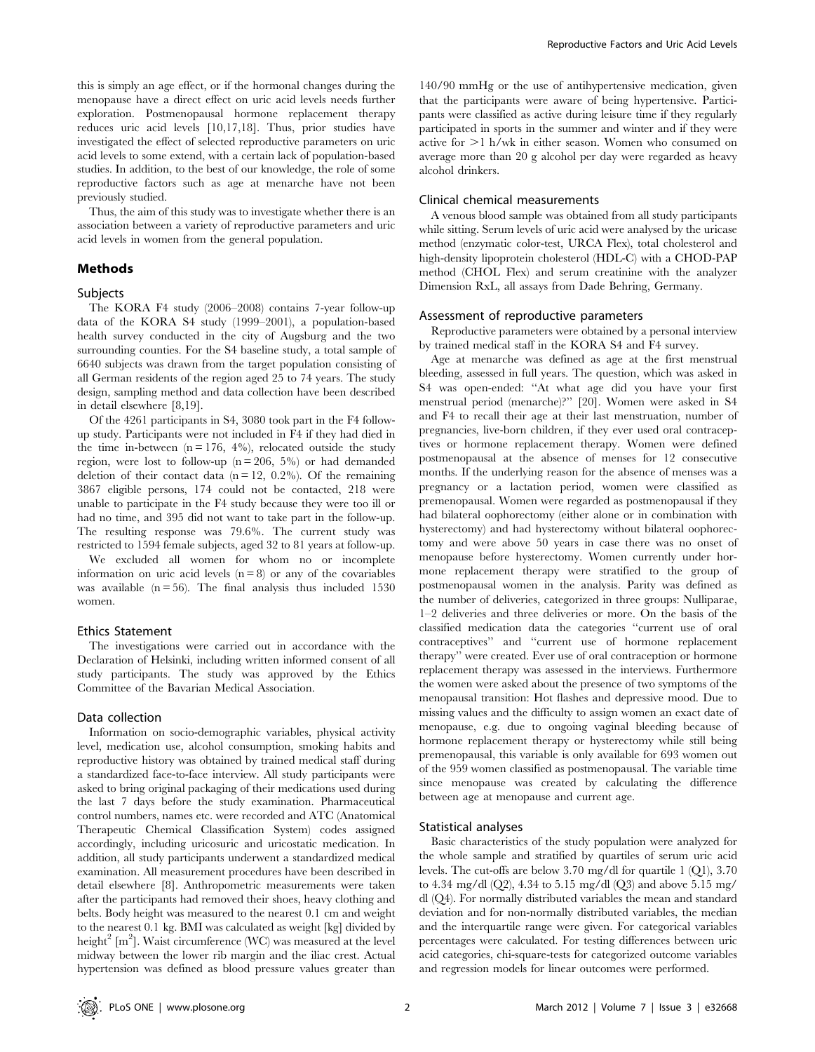this is simply an age effect, or if the hormonal changes during the menopause have a direct effect on uric acid levels needs further exploration. Postmenopausal hormone replacement therapy reduces uric acid levels [10,17,18]. Thus, prior studies have investigated the effect of selected reproductive parameters on uric acid levels to some extend, with a certain lack of population-based studies. In addition, to the best of our knowledge, the role of some reproductive factors such as age at menarche have not been previously studied.

Thus, the aim of this study was to investigate whether there is an association between a variety of reproductive parameters and uric acid levels in women from the general population.

## Methods

### Subjects

The KORA F4 study (2006–2008) contains 7-year follow-up data of the KORA S4 study (1999–2001), a population-based health survey conducted in the city of Augsburg and the two surrounding counties. For the S4 baseline study, a total sample of 6640 subjects was drawn from the target population consisting of all German residents of the region aged 25 to 74 years. The study design, sampling method and data collection have been described in detail elsewhere [8,19].

Of the 4261 participants in S4, 3080 took part in the F4 follow-up study. Participants were not included in F4 if they had died in the time in-between (n = 176, 4%), relocated outside the study region, were lost to follow-up (n = 206, 5%) or had demanded deletion of their contact data (n = 12, 0.2%). Of the remaining 3867 eligible persons, 174 could not be contacted, 218 were unable to participate in the F4 study because they were too ill or had no time, and 395 did not want to take part in the follow-up. The resulting response was 79.6%. The current study was restricted to 1594 female subjects, aged 32 to 81 years at follow-up.

We excluded all women for whom no or incomplete information on uric acid levels (n = 8) or any of the covariables was available (n = 56). The final analysis thus included 1530 women.

### Ethics Statement

The investigations were carried out in accordance with the Declaration of Helsinki, including written informed consent of all study participants. The study was approved by the Ethics Committee of the Bavarian Medical Association.

### Data collection

Information on socio-demographic variables, physical activity level, medication use, alcohol consumption, smoking habits and reproductive history was obtained by trained medical staff during a standardized face-to-face interview. All study participants were asked to bring original packaging of their medications used during the last 7 days before the study examination. Pharmaceutical control numbers, names etc. were recorded and ATC (Anatomical Therapeutic Chemical Classification System) codes assigned accordingly, including uricosuric and uricostatic medication. In addition, all study participants underwent a standardized medical examination. All measurement procedures have been described in detail elsewhere [8]. Anthropometric measurements were taken after the participants had removed their shoes, heavy clothing and belts. Body height was measured to the nearest 0.1 cm and weight to the nearest 0.1 kg. BMI was calculated as weight [kg] divided by height$^2$ [m$^2$]. Waist circumference (WC) was measured at the level midway between the lower rib margin and the iliac crest. Actual hypertension was defined as blood pressure values greater than 140/90 mmHg or the use of antihypertensive medication, given that the participants were aware of being hypertensive. Participants were classified as active during leisure time if they regularly participated in sports in the summer and winter and if they were active for >1 h/wk in either season. Women who consumed on average more than 20 g alcohol per day were regarded as heavy alcohol drinkers.

### Clinical chemical measurements

A venous blood sample was obtained from all study participants while sitting. Serum levels of uric acid were analysed by the uricase method (enzymatic color-test, URCA Flex), total cholesterol and high-density lipoprotein cholesterol (HDL-C) with a CHOD-PAP method (CHOL Flex) and serum creatinine with the analyzer Dimension RxL, all assays from Dade Behring, Germany.

### Assessment of reproductive parameters

Reproductive parameters were obtained by a personal interview by trained medical staff in the KORA S4 and F4 survey.

Age at menarche was defined as age at the first menstrual bleeding, assessed in full years. The question, which was asked in S4 was open-ended: "At what age did you have your first menstrual period (menarche)?" [20]. Women were asked in S4 and F4 to recall their age at their last menstruation, number of pregnancies, live-born children, if they ever used oral contraceptives or hormone replacement therapy. Women were defined postmenopausal at the absence of menses for 12 consecutive months. If the underlying reason for the absence of menses was a pregnancy or a lactation period, women were classified as premenopausal. Women were regarded as postmenopausal if they had bilateral oophorectomy (either alone or in combination with hysterectomy) and had hysterectomy without bilateral oophorectomy and were above 50 years in case there was no onset of menopause before hysterectomy. Women currently under hormone replacement therapy were stratified to the group of postmenopausal women in the analysis. Parity was defined as the number of deliveries, categorized in three groups: Nulliparae, 1–2 deliveries and three deliveries or more. On the basis of the classified medication data the categories "current use of oral contraceptives" and "current use of hormone replacement therapy" were created. Ever use of oral contraception or hormone replacement therapy was assessed in the interviews. Furthermore the women were asked about the presence of two symptoms of the menopausal transition: Hot flashes and depressive mood. Due to missing values and the difficulty to assign women an exact date of menopause, e.g. due to ongoing vaginal bleeding because of hormone replacement therapy or hysterectomy while still being premenopausal, this variable is only available for 693 women out of the 959 women classified as postmenopausal. The variable time since menopause was created by calculating the difference between age at menopause and current age.

### Statistical analyses

Basic characteristics of the study population were analyzed for the whole sample and stratified by quartiles of serum uric acid levels. The cut-offs are below 3.70 mg/dl for quartile 1 (Q1), 3.70 to 4.34 mg/dl (Q2), 4.34 to 5.15 mg/dl (Q3) and above 5.15 mg/dl (Q4). For normally distributed variables the mean and standard deviation and for non-normally distributed variables, the median and the interquartile range were given. For categorical variables percentages were calculated. For testing differences between uric acid categories, chi-square-tests for categorized outcome variables and regression models for linear outcomes were performed.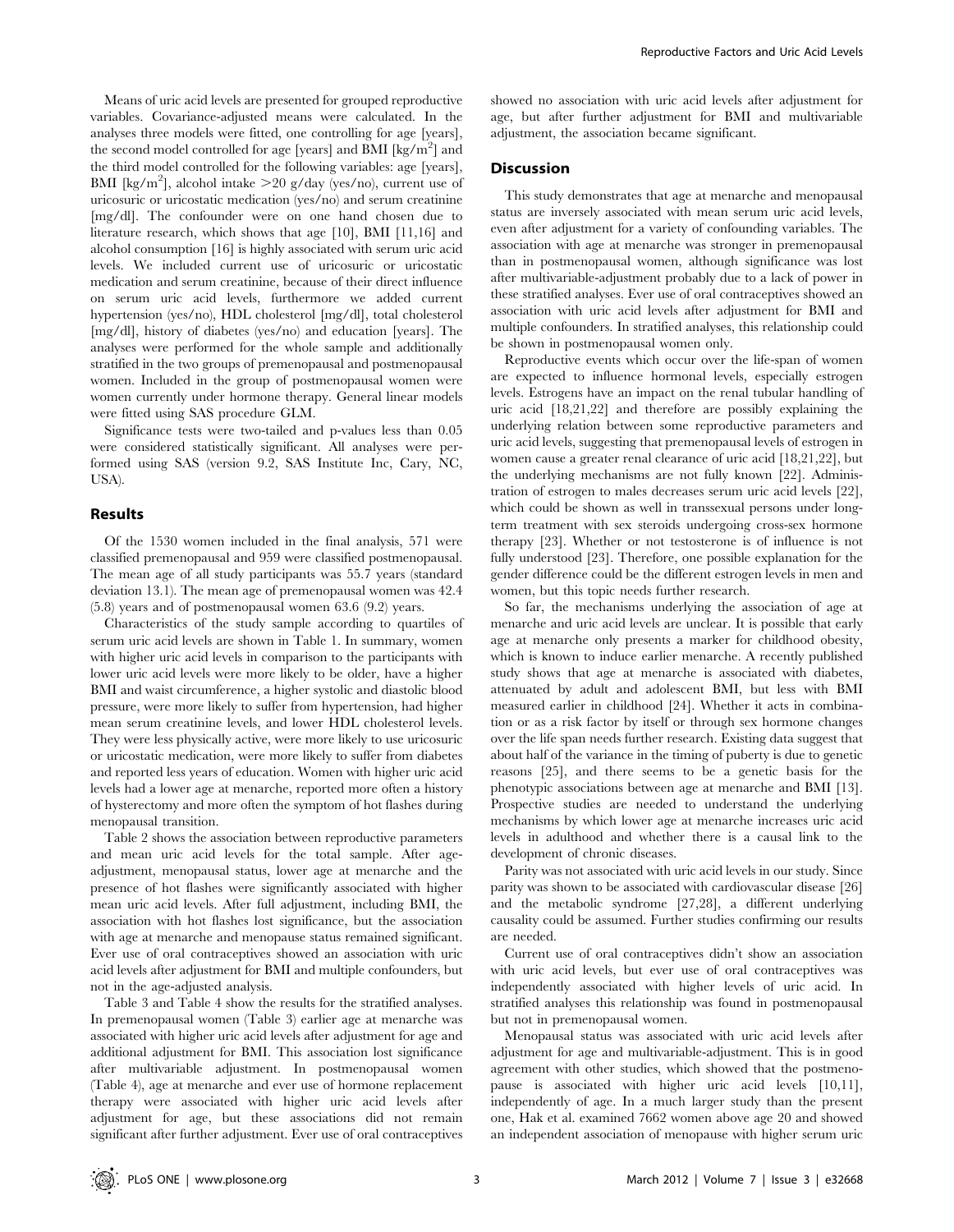Means of uric acid levels are presented for grouped reproductive variables. Covariance-adjusted means were calculated. In the analyses three models were fitted, one controlling for age [years], the second model controlled for age [years] and BMI [kg/m$^2$] and the third model controlled for the following variables: age [years], BMI [kg/m$^2$], alcohol intake >20 g/day (yes/no), current use of uricosuric or uricostatic medication (yes/no) and serum creatinine [mg/dl]. The confounder were on one hand chosen due to literature research, which shows that age [10], BMI [11,16] and alcohol consumption [16] is highly associated with serum uric acid levels. We included current use of uricosuric or uricostatic medication and serum creatinine, because of their direct influence on serum uric acid levels, furthermore we added current hypertension (yes/no), HDL cholesterol [mg/dl], total cholesterol [mg/dl], history of diabetes (yes/no) and education [years]. The analyses were performed for the whole sample and additionally stratified in the two groups of premenopausal and postmenopausal women. Included in the group of postmenopausal women were women currently under hormone therapy. General linear models were fitted using SAS procedure GLM.

Significance tests were two-tailed and p-values less than 0.05 were considered statistically significant. All analyses were performed using SAS (version 9.2, SAS Institute Inc, Cary, NC, USA).

## Results

Of the 1530 women included in the final analysis, 571 were classified premenopausal and 959 were classified postmenopausal. The mean age of all study participants was 55.7 years (standard deviation 13.1). The mean age of premenopausal women was 42.4 (5.8) years and of postmenopausal women 63.6 (9.2) years.

Characteristics of the study sample according to quartiles of serum uric acid levels are shown in Table 1. In summary, women with higher uric acid levels in comparison to the participants with lower uric acid levels were more likely to be older, have a higher BMI and waist circumference, a higher systolic and diastolic blood pressure, were more likely to suffer from hypertension, had higher mean serum creatinine levels, and lower HDL cholesterol levels. They were less physically active, were more likely to use uricosuric or uricostatic medication, were more likely to suffer from diabetes and reported less years of education. Women with higher uric acid levels had a lower age at menarche, reported more often a history of hysterectomy and more often the symptom of hot flashes during menopausal transition.

Table 2 shows the association between reproductive parameters and mean uric acid levels for the total sample. After age-adjustment, menopausal status, lower age at menarche and the presence of hot flashes were significantly associated with higher mean uric acid levels. After full adjustment, including BMI, the association with hot flashes lost significance, but the association with age at menarche and menopause status remained significant. Ever use of oral contraceptives showed an association with uric acid levels after adjustment for BMI and multiple confounders, but not in the age-adjusted analysis.

Table 3 and Table 4 show the results for the stratified analyses. In premenopausal women (Table 3) earlier age at menarche was associated with higher uric acid levels after adjustment for age and additional adjustment for BMI. This association lost significance after multivariable adjustment. In postmenopausal women (Table 4), age at menarche and ever use of hormone replacement therapy were associated with higher uric acid levels after adjustment for age, but these associations did not remain significant after further adjustment. Ever use of oral contraceptives showed no association with uric acid levels after adjustment for age, but after further adjustment for BMI and multivariable adjustment, the association became significant.

## Discussion

This study demonstrates that age at menarche and menopausal status are inversely associated with mean serum uric acid levels, even after adjustment for a variety of confounding variables. The association with age at menarche was stronger in premenopausal than in postmenopausal women, although significance was lost after multivariable-adjustment probably due to a lack of power in these stratified analyses. Ever use of oral contraceptives showed an association with uric acid levels after adjustment for BMI and multiple confounders. In stratified analyses, this relationship could be shown in postmenopausal women only.

Reproductive events which occur over the life-span of women are expected to influence hormonal levels, especially estrogen levels. Estrogens have an impact on the renal tubular handling of uric acid [18,21,22] and therefore are possibly explaining the underlying relation between some reproductive parameters and uric acid levels, suggesting that premenopausal levels of estrogen in women cause a greater renal clearance of uric acid [18,21,22], but the underlying mechanisms are not fully known [22]. Administration of estrogen to males decreases serum uric acid levels [22], which could be shown as well in transsexual persons under long-term treatment with sex steroids undergoing cross-sex hormone therapy [23]. Whether or not testosterone is of influence is not fully understood [23]. Therefore, one possible explanation for the gender difference could be the different estrogen levels in men and women, but this topic needs further research.

So far, the mechanisms underlying the association of age at menarche and uric acid levels are unclear. It is possible that early age at menarche only presents a marker for childhood obesity, which is known to induce earlier menarche. A recently published study shows that age at menarche is associated with diabetes, attenuated by adult and adolescent BMI, but less with BMI measured earlier in childhood [24]. Whether it acts in combination or as a risk factor by itself or through sex hormone changes over the life span needs further research. Existing data suggest that about half of the variance in the timing of puberty is due to genetic reasons [25], and there seems to be a genetic basis for the phenotypic associations between age at menarche and BMI [13]. Prospective studies are needed to understand the underlying mechanisms by which lower age at menarche increases uric acid levels in adulthood and whether there is a causal link to the development of chronic diseases.

Parity was not associated with uric acid levels in our study. Since parity was shown to be associated with cardiovascular disease [26] and the metabolic syndrome [27,28], a different underlying causality could be assumed. Further studies confirming our results are needed.

Current use of oral contraceptives didn't show an association with uric acid levels, but ever use of oral contraceptives was independently associated with higher levels of uric acid. In stratified analyses this relationship was found in postmenopausal but not in premenopausal women.

Menopausal status was associated with uric acid levels after adjustment for age and multivariable-adjustment. This is in good agreement with other studies, which showed that the postmenopause is associated with higher uric acid levels [10,11], independently of age. In a much larger study than the present one, Hak et al. examined 7662 women above age 20 and showed an independent association of menopause with higher serum uric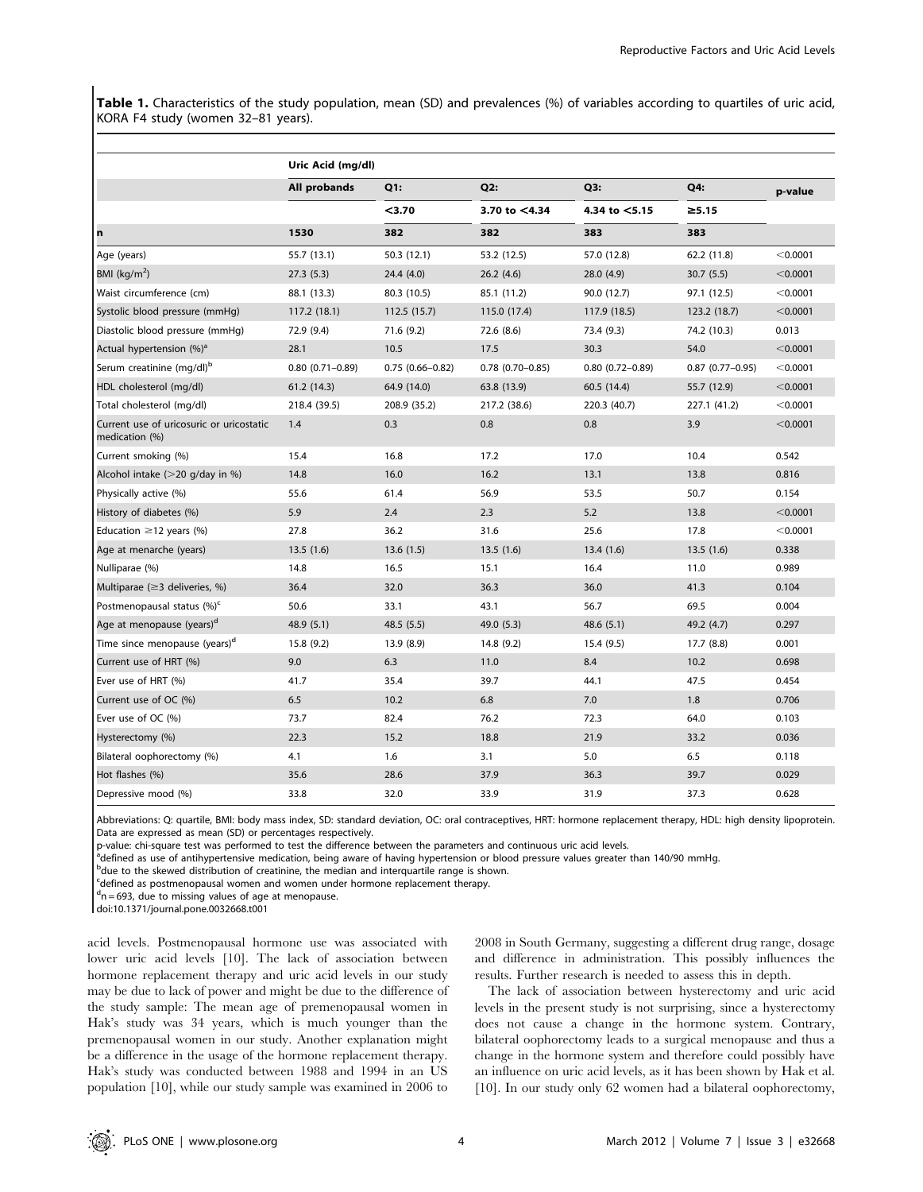**Table 1.** Characteristics of the study population, mean (SD) and prevalences (%) of variables according to quartiles of uric acid, KORA F4 study (women 32–81 years).

| | Uric Acid (mg/dl) | | | | | |
|---|---|---|---|---|---|---|
| | All probands | Q1: | Q2: | Q3: | Q4: | p-value |
| | | <3.70 | 3.70 to <4.34 | 4.34 to <5.15 | ≥5.15 | |
| **n** | **1530** | **382** | **382** | **383** | **383** | |
| Age (years) | 55.7 (13.1) | 50.3 (12.1) | 53.2 (12.5) | 57.0 (12.8) | 62.2 (11.8) | <0.0001 |
| BMI (kg/m$^2$) | 27.3 (5.3) | 24.4 (4.0) | 26.2 (4.6) | 28.0 (4.9) | 30.7 (5.5) | <0.0001 |
| Waist circumference (cm) | 88.1 (13.3) | 80.3 (10.5) | 85.1 (11.2) | 90.0 (12.7) | 97.1 (12.5) | <0.0001 |
| Systolic blood pressure (mmHg) | 117.2 (18.1) | 112.5 (15.7) | 115.0 (17.4) | 117.9 (18.5) | 123.2 (18.7) | <0.0001 |
| Diastolic blood pressure (mmHg) | 72.9 (9.4) | 71.6 (9.2) | 72.6 (8.6) | 73.4 (9.3) | 74.2 (10.3) | 0.013 |
| Actual hypertension (%)[a] | 28.1 | 10.5 | 17.5 | 30.3 | 54.0 | <0.0001 |
| Serum creatinine (mg/dl)[b] | 0.80 (0.71–0.89) | 0.75 (0.66–0.82) | 0.78 (0.70–0.85) | 0.80 (0.72–0.89) | 0.87 (0.77–0.95) | <0.0001 |
| HDL cholesterol (mg/dl) | 61.2 (14.3) | 64.9 (14.0) | 63.8 (13.9) | 60.5 (14.4) | 55.7 (12.9) | <0.0001 |
| Total cholesterol (mg/dl) | 218.4 (39.5) | 208.9 (35.2) | 217.2 (38.6) | 220.3 (40.7) | 227.1 (41.2) | <0.0001 |
| Current use of uricosuric or uricostatic medication (%) | 1.4 | 0.3 | 0.8 | 0.8 | 3.9 | <0.0001 |
| Current smoking (%) | 15.4 | 16.8 | 17.2 | 17.0 | 10.4 | 0.542 |
| Alcohol intake (>20 g/day in %) | 14.8 | 16.0 | 16.2 | 13.1 | 13.8 | 0.816 |
| Physically active (%) | 55.6 | 61.4 | 56.9 | 53.5 | 50.7 | 0.154 |
| History of diabetes (%) | 5.9 | 2.4 | 2.3 | 5.2 | 13.8 | <0.0001 |
| Education ≥12 years (%) | 27.8 | 36.2 | 31.6 | 25.6 | 17.8 | <0.0001 |
| Age at menarche (years) | 13.5 (1.6) | 13.6 (1.5) | 13.5 (1.6) | 13.4 (1.6) | 13.5 (1.6) | 0.338 |
| Nulliparae (%) | 14.8 | 16.5 | 15.1 | 16.4 | 11.0 | 0.989 |
| Multiparae (≥3 deliveries, %) | 36.4 | 32.0 | 36.3 | 36.0 | 41.3 | 0.104 |
| Postmenopausal status (%)[c] | 50.6 | 33.1 | 43.1 | 56.7 | 69.5 | 0.004 |
| Age at menopause (years)[d] | 48.9 (5.1) | 48.5 (5.5) | 49.0 (5.3) | 48.6 (5.1) | 49.2 (4.7) | 0.297 |
| Time since menopause (years)[d] | 15.8 (9.2) | 13.9 (8.9) | 14.8 (9.2) | 15.4 (9.5) | 17.7 (8.8) | 0.001 |
| Current use of HRT (%) | 9.0 | 6.3 | 11.0 | 8.4 | 10.2 | 0.698 |
| Ever use of HRT (%) | 41.7 | 35.4 | 39.7 | 44.1 | 47.5 | 0.454 |
| Current use of OC (%) | 6.5 | 10.2 | 6.8 | 7.0 | 1.8 | 0.706 |
| Ever use of OC (%) | 73.7 | 82.4 | 76.2 | 72.3 | 64.0 | 0.103 |
| Hysterectomy (%) | 22.3 | 15.2 | 18.8 | 21.9 | 33.2 | 0.036 |
| Bilateral oophorectomy (%) | 4.1 | 1.6 | 3.1 | 5.0 | 6.5 | 0.118 |
| Hot flashes (%) | 35.6 | 28.6 | 37.9 | 36.3 | 39.7 | 0.029 |
| Depressive mood (%) | 33.8 | 32.0 | 33.9 | 31.9 | 37.3 | 0.628 |

Abbreviations: Q: quartile, BMI: body mass index, SD: standard deviation, OC: oral contraceptives, HRT: hormone replacement therapy, HDL: high density lipoprotein. Data are expressed as mean (SD) or percentages respectively.
p-value: chi-square test was performed to test the difference between the parameters and continuous uric acid levels.
[a]defined as use of antihypertensive medication, being aware of having hypertension or blood pressure values greater than 140/90 mmHg.
[b]due to the skewed distribution of creatinine, the median and interquartile range is shown.
[c]defined as postmenopausal women and women under hormone replacement therapy.
[d]n = 693, due to missing values of age at menopause.
doi:10.1371/journal.pone.0032668.t001

acid levels. Postmenopausal hormone use was associated with lower uric acid levels [10]. The lack of association between hormone replacement therapy and uric acid levels in our study may be due to lack of power and might be due to the difference of the study sample: The mean age of premenopausal women in Hak's study was 34 years, which is much younger than the premenopausal women in our study. Another explanation might be a difference in the usage of the hormone replacement therapy. Hak's study was conducted between 1988 and 1994 in an US population [10], while our study sample was examined in 2006 to 2008 in South Germany, suggesting a different drug range, dosage and difference in administration. This possibly influences the results. Further research is needed to assess this in depth.

The lack of association between hysterectomy and uric acid levels in the present study is not surprising, since a hysterectomy does not cause a change in the hormone system. Contrary, bilateral oophorectomy leads to a surgical menopause and thus a change in the hormone system and therefore could possibly have an influence on uric acid levels, as it has been shown by Hak et al. [10]. In our study only 62 women had a bilateral oophorectomy,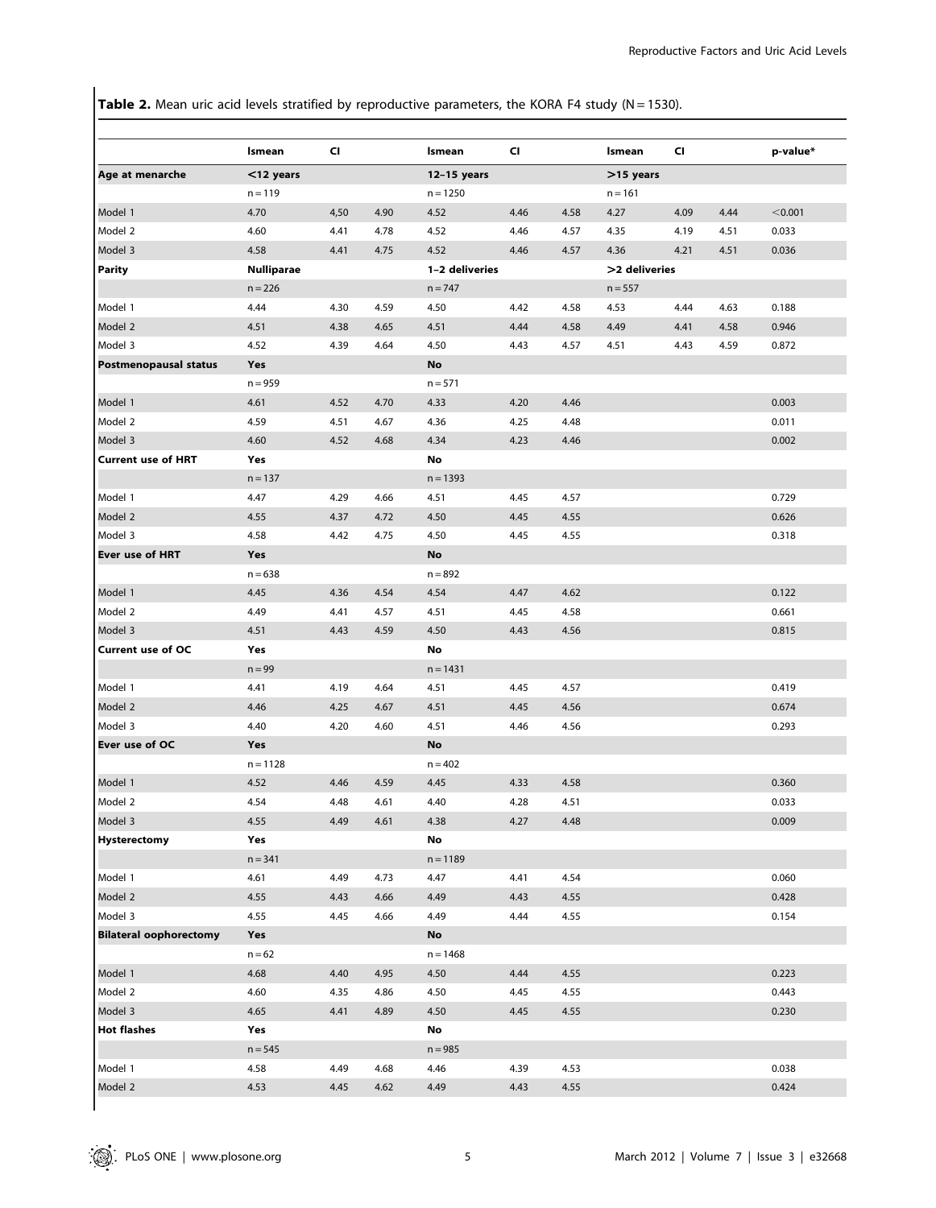**Table 2.** Mean uric acid levels stratified by reproductive parameters, the KORA F4 study (N = 1530).

| | lsmean | CI | | lsmean | CI | | lsmean | CI | | p-value* |
|---|---|---|---|---|---|---|---|---|---|---|
| **Age at menarche** | <12 years | | | 12–15 years | | | >15 years | | | |
| | n = 119 | | | n = 1250 | | | n = 161 | | | |
| Model 1 | 4.70 | 4,50 | 4.90 | 4.52 | 4.46 | 4.58 | 4.27 | 4.09 | 4.44 | <0.001 |
| Model 2 | 4.60 | 4.41 | 4.78 | 4.52 | 4.46 | 4.57 | 4.35 | 4.19 | 4.51 | 0.033 |
| Model 3 | 4.58 | 4.41 | 4.75 | 4.52 | 4.46 | 4.57 | 4.36 | 4.21 | 4.51 | 0.036 |
| **Parity** | Nulliparae | | | 1–2 deliveries | | | >2 deliveries | | | |
| | n = 226 | | | n = 747 | | | n = 557 | | | |
| Model 1 | 4.44 | 4.30 | 4.59 | 4.50 | 4.42 | 4.58 | 4.53 | 4.44 | 4.63 | 0.188 |
| Model 2 | 4.51 | 4.38 | 4.65 | 4.51 | 4.44 | 4.58 | 4.49 | 4.41 | 4.58 | 0.946 |
| Model 3 | 4.52 | 4.39 | 4.64 | 4.50 | 4.43 | 4.57 | 4.51 | 4.43 | 4.59 | 0.872 |
| **Postmenopausal status** | Yes | | | No | | | | | | |
| | n = 959 | | | n = 571 | | | | | | |
| Model 1 | 4.61 | 4.52 | 4.70 | 4.33 | 4.20 | 4.46 | | | | 0.003 |
| Model 2 | 4.59 | 4.51 | 4.67 | 4.36 | 4.25 | 4.48 | | | | 0.011 |
| Model 3 | 4.60 | 4.52 | 4.68 | 4.34 | 4.23 | 4.46 | | | | 0.002 |
| **Current use of HRT** | Yes | | | No | | | | | | |
| | n = 137 | | | n = 1393 | | | | | | |
| Model 1 | 4.47 | 4.29 | 4.66 | 4.51 | 4.45 | 4.57 | | | | 0.729 |
| Model 2 | 4.55 | 4.37 | 4.72 | 4.50 | 4.45 | 4.55 | | | | 0.626 |
| Model 3 | 4.58 | 4.42 | 4.75 | 4.50 | 4.45 | 4.55 | | | | 0.318 |
| **Ever use of HRT** | Yes | | | No | | | | | | |
| | n = 638 | | | n = 892 | | | | | | |
| Model 1 | 4.45 | 4.36 | 4.54 | 4.54 | 4.47 | 4.62 | | | | 0.122 |
| Model 2 | 4.49 | 4.41 | 4.57 | 4.51 | 4.45 | 4.58 | | | | 0.661 |
| Model 3 | 4.51 | 4.43 | 4.59 | 4.50 | 4.43 | 4.56 | | | | 0.815 |
| **Current use of OC** | Yes | | | No | | | | | | |
| | n = 99 | | | n = 1431 | | | | | | |
| Model 1 | 4.41 | 4.19 | 4.64 | 4.51 | 4.45 | 4.57 | | | | 0.419 |
| Model 2 | 4.46 | 4.25 | 4.67 | 4.51 | 4.45 | 4.56 | | | | 0.674 |
| Model 3 | 4.40 | 4.20 | 4.60 | 4.51 | 4.46 | 4.56 | | | | 0.293 |
| **Ever use of OC** | Yes | | | No | | | | | | |
| | n = 1128 | | | n = 402 | | | | | | |
| Model 1 | 4.52 | 4.46 | 4.59 | 4.45 | 4.33 | 4.58 | | | | 0.360 |
| Model 2 | 4.54 | 4.48 | 4.61 | 4.40 | 4.28 | 4.51 | | | | 0.033 |
| Model 3 | 4.55 | 4.49 | 4.61 | 4.38 | 4.27 | 4.48 | | | | 0.009 |
| **Hysterectomy** | Yes | | | No | | | | | | |
| | n = 341 | | | n = 1189 | | | | | | |
| Model 1 | 4.61 | 4.49 | 4.73 | 4.47 | 4.41 | 4.54 | | | | 0.060 |
| Model 2 | 4.55 | 4.43 | 4.66 | 4.49 | 4.43 | 4.55 | | | | 0.428 |
| Model 3 | 4.55 | 4.45 | 4.66 | 4.49 | 4.44 | 4.55 | | | | 0.154 |
| **Bilateral oophorectomy** | Yes | | | No | | | | | | |
| | n = 62 | | | n = 1468 | | | | | | |
| Model 1 | 4.68 | 4.40 | 4.95 | 4.50 | 4.44 | 4.55 | | | | 0.223 |
| Model 2 | 4.60 | 4.35 | 4.86 | 4.50 | 4.45 | 4.55 | | | | 0.443 |
| Model 3 | 4.65 | 4.41 | 4.89 | 4.50 | 4.45 | 4.55 | | | | 0.230 |
| **Hot flashes** | Yes | | | No | | | | | | |
| | n = 545 | | | n = 985 | | | | | | |
| Model 1 | 4.58 | 4.49 | 4.68 | 4.46 | 4.39 | 4.53 | | | | 0.038 |
| Model 2 | 4.53 | 4.45 | 4.62 | 4.49 | 4.43 | 4.55 | | | | 0.424 |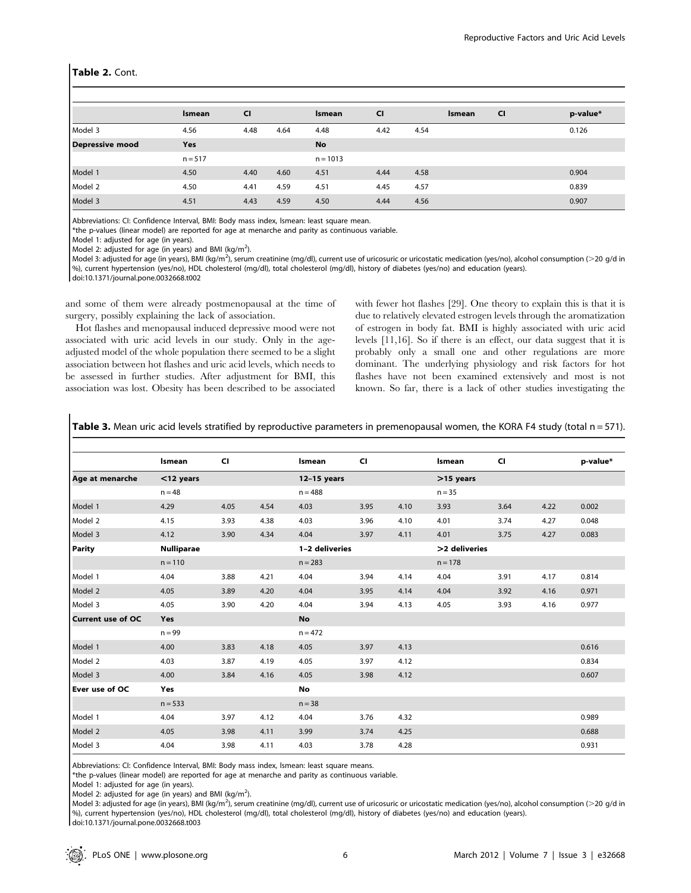**Table 2.** Cont.

| | lsmean | CI | | lsmean | CI | | lsmean | CI | | p-value* |
|---|---|---|---|---|---|---|---|---|---|---|
| Model 3 | 4.56 | 4.48 | 4.64 | 4.48 | 4.42 | 4.54 | | | | 0.126 |
| **Depressive mood** | **Yes** | | | **No** | | | | | | |
| | n = 517 | | | n = 1013 | | | | | | |
| Model 1 | 4.50 | 4.40 | 4.60 | 4.51 | 4.44 | 4.58 | | | | 0.904 |
| Model 2 | 4.50 | 4.41 | 4.59 | 4.51 | 4.45 | 4.57 | | | | 0.839 |
| Model 3 | 4.51 | 4.43 | 4.59 | 4.50 | 4.44 | 4.56 | | | | 0.907 |

Abbreviations: CI: Confidence Interval, BMI: Body mass index, lsmean: least square mean.
*the p-values (linear model) are reported for age at menarche and parity as continuous variable.
Model 1: adjusted for age (in years).
Model 2: adjusted for age (in years) and BMI ($kg/m^2$).
Model 3: adjusted for age (in years), BMI ($kg/m^2$), serum creatinine (mg/dl), current use of uricosuric or uricostatic medication (yes/no), alcohol consumption (>20 g/d in %), current hypertension (yes/no), HDL cholesterol (mg/dl), total cholesterol (mg/dl), history of diabetes (yes/no) and education (years).
doi:10.1371/journal.pone.0032668.t002

and some of them were already postmenopausal at the time of surgery, possibly explaining the lack of association.

Hot flashes and menopausal induced depressive mood were not associated with uric acid levels in our study. Only in the age-adjusted model of the whole population there seemed to be a slight association between hot flashes and uric acid levels, which needs to be assessed in further studies. After adjustment for BMI, this association was lost. Obesity has been described to be associated with fewer hot flashes [29]. One theory to explain this is that it is due to relatively elevated estrogen levels through the aromatization of estrogen in body fat. BMI is highly associated with uric acid levels [11,16]. So if there is an effect, our data suggest that it is probably only a small one and other regulations are more dominant. The underlying physiology and risk factors for hot flashes have not been examined extensively and most is not known. So far, there is a lack of other studies investigating the

**Table 3.** Mean uric acid levels stratified by reproductive parameters in premenopausal women, the KORA F4 study (total n = 571).

| | lsmean | CI | | lsmean | CI | | lsmean | CI | | p-value* |
|---|---|---|---|---|---|---|---|---|---|---|
| **Age at menarche** | **<12 years** | | | **12–15 years** | | | **>15 years** | | | |
| | n = 48 | | | n = 488 | | | n = 35 | | | |
| Model 1 | 4.29 | 4.05 | 4.54 | 4.03 | 3.95 | 4.10 | 3.93 | 3.64 | 4.22 | 0.002 |
| Model 2 | 4.15 | 3.93 | 4.38 | 4.03 | 3.96 | 4.10 | 4.01 | 3.74 | 4.27 | 0.048 |
| Model 3 | 4.12 | 3.90 | 4.34 | 4.04 | 3.97 | 4.11 | 4.01 | 3.75 | 4.27 | 0.083 |
| **Parity** | **Nulliparae** | | | **1–2 deliveries** | | | **>2 deliveries** | | | |
| | n = 110 | | | n = 283 | | | n = 178 | | | |
| Model 1 | 4.04 | 3.88 | 4.21 | 4.04 | 3.94 | 4.14 | 4.04 | 3.91 | 4.17 | 0.814 |
| Model 2 | 4.05 | 3.89 | 4.20 | 4.04 | 3.95 | 4.14 | 4.04 | 3.92 | 4.16 | 0.971 |
| Model 3 | 4.05 | 3.90 | 4.20 | 4.04 | 3.94 | 4.13 | 4.05 | 3.93 | 4.16 | 0.977 |
| **Current use of OC** | **Yes** | | | **No** | | | | | | |
| | n = 99 | | | n = 472 | | | | | | |
| Model 1 | 4.00 | 3.83 | 4.18 | 4.05 | 3.97 | 4.13 | | | | 0.616 |
| Model 2 | 4.03 | 3.87 | 4.19 | 4.05 | 3.97 | 4.12 | | | | 0.834 |
| Model 3 | 4.00 | 3.84 | 4.16 | 4.05 | 3.98 | 4.12 | | | | 0.607 |
| **Ever use of OC** | **Yes** | | | **No** | | | | | | |
| | n = 533 | | | n = 38 | | | | | | |
| Model 1 | 4.04 | 3.97 | 4.12 | 4.04 | 3.76 | 4.32 | | | | 0.989 |
| Model 2 | 4.05 | 3.98 | 4.11 | 3.99 | 3.74 | 4.25 | | | | 0.688 |
| Model 3 | 4.04 | 3.98 | 4.11 | 4.03 | 3.78 | 4.28 | | | | 0.931 |

Abbreviations: CI: Confidence Interval, BMI: Body mass index, lsmean: least square means.
*the p-values (linear model) are reported for age at menarche and parity as continuous variable.
Model 1: adjusted for age (in years).
Model 2: adjusted for age (in years) and BMI ($kg/m^2$).
Model 3: adjusted for age (in years), BMI ($kg/m^2$), serum creatinine (mg/dl), current use of uricosuric or uricostatic medication (yes/no), alcohol consumption (>20 g/d in %), current hypertension (yes/no), HDL cholesterol (mg/dl), total cholesterol (mg/dl), history of diabetes (yes/no) and education (years).
doi:10.1371/journal.pone.0032668.t003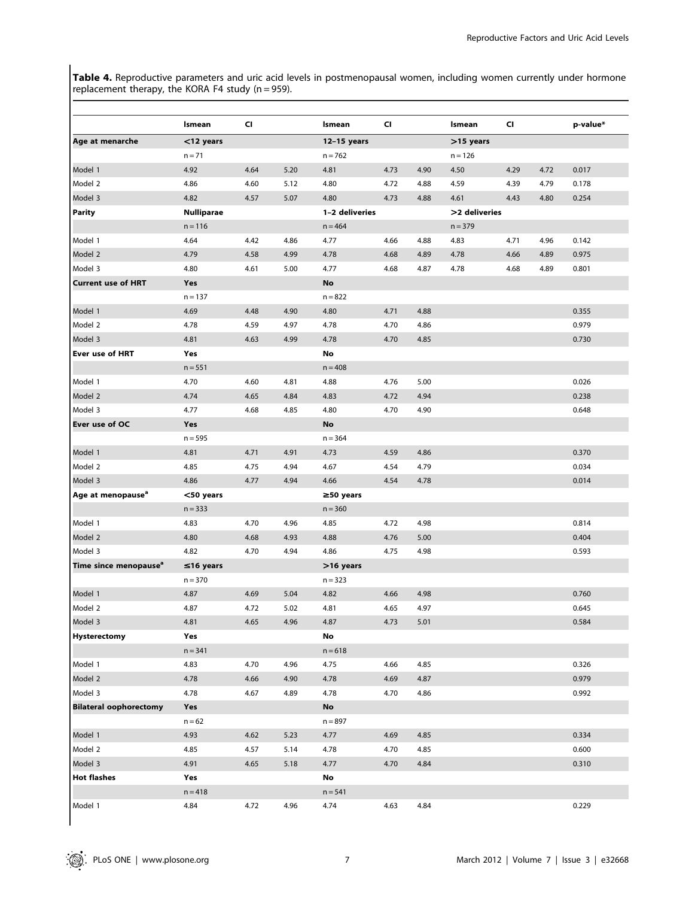**Table 4.** Reproductive parameters and uric acid levels in postmenopausal women, including women currently under hormone replacement therapy, the KORA F4 study (n = 959).

| | lsmean | CI | | lsmean | CI | | lsmean | CI | | p-value* |
|---|---|---|---|---|---|---|---|---|---|---|
| **Age at menarche** | **<12 years** | | | **12–15 years** | | | **>15 years** | | | |
| | n = 71 | | | n = 762 | | | n = 126 | | | |
| Model 1 | 4.92 | 4.64 | 5.20 | 4.81 | 4.73 | 4.90 | 4.50 | 4.29 | 4.72 | 0.017 |
| Model 2 | 4.86 | 4.60 | 5.12 | 4.80 | 4.72 | 4.88 | 4.59 | 4.39 | 4.79 | 0.178 |
| Model 3 | 4.82 | 4.57 | 5.07 | 4.80 | 4.73 | 4.88 | 4.61 | 4.43 | 4.80 | 0.254 |
| **Parity** | **Nulliparae** | | | **1–2 deliveries** | | | **>2 deliveries** | | | |
| | n = 116 | | | n = 464 | | | n = 379 | | | |
| Model 1 | 4.64 | 4.42 | 4.86 | 4.77 | 4.66 | 4.88 | 4.83 | 4.71 | 4.96 | 0.142 |
| Model 2 | 4.79 | 4.58 | 4.99 | 4.78 | 4.68 | 4.89 | 4.78 | 4.66 | 4.89 | 0.975 |
| Model 3 | 4.80 | 4.61 | 5.00 | 4.77 | 4.68 | 4.87 | 4.78 | 4.68 | 4.89 | 0.801 |
| **Current use of HRT** | **Yes** | | | **No** | | | | | | |
| | n = 137 | | | n = 822 | | | | | | |
| Model 1 | 4.69 | 4.48 | 4.90 | 4.80 | 4.71 | 4.88 | | | | 0.355 |
| Model 2 | 4.78 | 4.59 | 4.97 | 4.78 | 4.70 | 4.86 | | | | 0.979 |
| Model 3 | 4.81 | 4.63 | 4.99 | 4.78 | 4.70 | 4.85 | | | | 0.730 |
| **Ever use of HRT** | **Yes** | | | **No** | | | | | | |
| | n = 551 | | | n = 408 | | | | | | |
| Model 1 | 4.70 | 4.60 | 4.81 | 4.88 | 4.76 | 5.00 | | | | 0.026 |
| Model 2 | 4.74 | 4.65 | 4.84 | 4.83 | 4.72 | 4.94 | | | | 0.238 |
| Model 3 | 4.77 | 4.68 | 4.85 | 4.80 | 4.70 | 4.90 | | | | 0.648 |
| **Ever use of OC** | **Yes** | | | **No** | | | | | | |
| | n = 595 | | | n = 364 | | | | | | |
| Model 1 | 4.81 | 4.71 | 4.91 | 4.73 | 4.59 | 4.86 | | | | 0.370 |
| Model 2 | 4.85 | 4.75 | 4.94 | 4.67 | 4.54 | 4.79 | | | | 0.034 |
| Model 3 | 4.86 | 4.77 | 4.94 | 4.66 | 4.54 | 4.78 | | | | 0.014 |
| **Age at menopause[a]** | **<50 years** | | | **≥50 years** | | | | | | |
| | n = 333 | | | n = 360 | | | | | | |
| Model 1 | 4.83 | 4.70 | 4.96 | 4.85 | 4.72 | 4.98 | | | | 0.814 |
| Model 2 | 4.80 | 4.68 | 4.93 | 4.88 | 4.76 | 5.00 | | | | 0.404 |
| Model 3 | 4.82 | 4.70 | 4.94 | 4.86 | 4.75 | 4.98 | | | | 0.593 |
| **Time since menopause[a]** | **≤16 years** | | | **>16 years** | | | | | | |
| | n = 370 | | | n = 323 | | | | | | |
| Model 1 | 4.87 | 4.69 | 5.04 | 4.82 | 4.66 | 4.98 | | | | 0.760 |
| Model 2 | 4.87 | 4.72 | 5.02 | 4.81 | 4.65 | 4.97 | | | | 0.645 |
| Model 3 | 4.81 | 4.65 | 4.96 | 4.87 | 4.73 | 5.01 | | | | 0.584 |
| **Hysterectomy** | **Yes** | | | **No** | | | | | | |
| | n = 341 | | | n = 618 | | | | | | |
| Model 1 | 4.83 | 4.70 | 4.96 | 4.75 | 4.66 | 4.85 | | | | 0.326 |
| Model 2 | 4.78 | 4.66 | 4.90 | 4.78 | 4.69 | 4.87 | | | | 0.979 |
| Model 3 | 4.78 | 4.67 | 4.89 | 4.78 | 4.70 | 4.86 | | | | 0.992 |
| **Bilateral oophorectomy** | **Yes** | | | **No** | | | | | | |
| | n = 62 | | | n = 897 | | | | | | |
| Model 1 | 4.93 | 4.62 | 5.23 | 4.77 | 4.69 | 4.85 | | | | 0.334 |
| Model 2 | 4.85 | 4.57 | 5.14 | 4.78 | 4.70 | 4.85 | | | | 0.600 |
| Model 3 | 4.91 | 4.65 | 5.18 | 4.77 | 4.70 | 4.84 | | | | 0.310 |
| **Hot flashes** | **Yes** | | | **No** | | | | | | |
| | n = 418 | | | n = 541 | | | | | | |
| Model 1 | 4.84 | 4.72 | 4.96 | 4.74 | 4.63 | 4.84 | | | | 0.229 |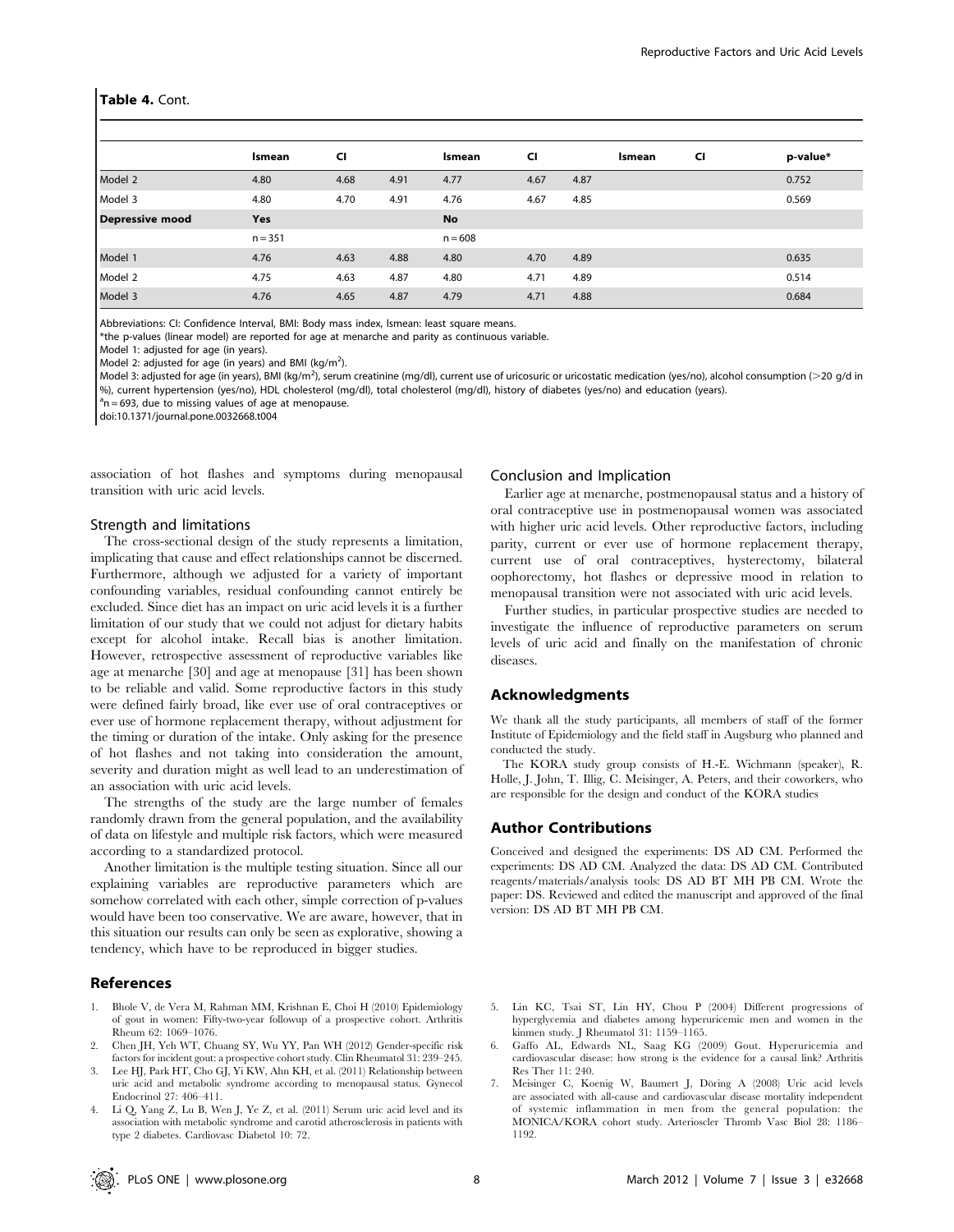**Table 4.** Cont.

| | lsmean | CI | | lsmean | CI | | lsmean | CI | | p-value* |
|---|---|---|---|---|---|---|---|---|---|---|
| Model 2 | 4.80 | 4.68 | 4.91 | 4.77 | 4.67 | 4.87 | | | | 0.752 |
| Model 3 | 4.80 | 4.70 | 4.91 | 4.76 | 4.67 | 4.85 | | | | 0.569 |
| **Depressive mood** | **Yes** | | | **No** | | | | | | |
| | n = 351 | | | n = 608 | | | | | | |
| Model 1 | 4.76 | 4.63 | 4.88 | 4.80 | 4.70 | 4.89 | | | | 0.635 |
| Model 2 | 4.75 | 4.63 | 4.87 | 4.80 | 4.71 | 4.89 | | | | 0.514 |
| Model 3 | 4.76 | 4.65 | 4.87 | 4.79 | 4.71 | 4.88 | | | | 0.684 |

Abbreviations: CI: Confidence Interval, BMI: Body mass index, lsmean: least square means.
*the p-values (linear model) are reported for age at menarche and parity as continuous variable.
Model 1: adjusted for age (in years).
Model 2: adjusted for age (in years) and BMI (kg/m$^2$).
Model 3: adjusted for age (in years), BMI (kg/m$^2$), serum creatinine (mg/dl), current use of uricosuric or uricostatic medication (yes/no), alcohol consumption (>20 g/d in %), current hypertension (yes/no), HDL cholesterol (mg/dl), total cholesterol (mg/dl), history of diabetes (yes/no) and education (years).
[a]n = 693, due to missing values of age at menopause.
doi:10.1371/journal.pone.0032668.t004

association of hot flashes and symptoms during menopausal transition with uric acid levels.

### Strength and limitations

The cross-sectional design of the study represents a limitation, implicating that cause and effect relationships cannot be discerned. Furthermore, although we adjusted for a variety of important confounding variables, residual confounding cannot entirely be excluded. Since diet has an impact on uric acid levels it is a further limitation of our study that we could not adjust for dietary habits except for alcohol intake. Recall bias is another limitation. However, retrospective assessment of reproductive variables like age at menarche [30] and age at menopause [31] has been shown to be reliable and valid. Some reproductive factors in this study were defined fairly broad, like ever use of oral contraceptives or ever use of hormone replacement therapy, without adjustment for the timing or duration of the intake. Only asking for the presence of hot flashes and not taking into consideration the amount, severity and duration might as well lead to an underestimation of an association with uric acid levels.

The strengths of the study are the large number of females randomly drawn from the general population, and the availability of data on lifestyle and multiple risk factors, which were measured according to a standardized protocol.

Another limitation is the multiple testing situation. Since all our explaining variables are reproductive parameters which are somehow correlated with each other, simple correction of p-values would have been too conservative. We are aware, however, that in this situation our results can only be seen as explorative, showing a tendency, which have to be reproduced in bigger studies.

### Conclusion and Implication

Earlier age at menarche, postmenopausal status and a history of oral contraceptive use in postmenopausal women was associated with higher uric acid levels. Other reproductive factors, including parity, current or ever use of hormone replacement therapy, current use of oral contraceptives, hysterectomy, bilateral oophorectomy, hot flashes or depressive mood in relation to menopausal transition were not associated with uric acid levels.

Further studies, in particular prospective studies are needed to investigate the influence of reproductive parameters on serum levels of uric acid and finally on the manifestation of chronic diseases.

## Acknowledgments

We thank all the study participants, all members of staff of the former Institute of Epidemiology and the field staff in Augsburg who planned and conducted the study.

The KORA study group consists of H.-E. Wichmann (speaker), R. Holle, J. John, T. Illig, C. Meisinger, A. Peters, and their coworkers, who are responsible for the design and conduct of the KORA studies

## Author Contributions

Conceived and designed the experiments: DS AD CM. Performed the experiments: DS AD CM. Analyzed the data: DS AD CM. Contributed reagents/materials/analysis tools: DS AD BT MH PB CM. Wrote the paper: DS. Reviewed and edited the manuscript and approved of the final version: DS AD BT MH PB CM.

## References

1. Bhole V, de Vera M, Rahman MM, Krishnan E, Choi H (2010) Epidemiology of gout in women: Fifty-two-year followup of a prospective cohort. Arthritis Rheum 62: 1069–1076.
2. Chen JH, Yeh WT, Chuang SY, Wu YY, Pan WH (2012) Gender-specific risk factors for incident gout: a prospective cohort study. Clin Rheumatol 31: 239–245.
3. Lee HJ, Park HT, Cho GJ, Yi KW, Ahn KH, et al. (2011) Relationship between uric acid and metabolic syndrome according to menopausal status. Gynecol Endocrinol 27: 406–411.
4. Li Q, Yang Z, Lu B, Wen J, Ye Z, et al. (2011) Serum uric acid level and its association with metabolic syndrome and carotid atherosclerosis in patients with type 2 diabetes. Cardiovasc Diabetol 10: 72.
5. Lin KC, Tsai ST, Lin HY, Chou P (2004) Different progressions of hyperglycemia and diabetes among hyperuricemic men and women in the kinmen study. J Rheumatol 31: 1159–1165.
6. Gaffo AL, Edwards NL, Saag KG (2009) Gout. Hyperuricemia and cardiovascular disease: how strong is the evidence for a causal link? Arthritis Res Ther 11: 240.
7. Meisinger C, Koenig W, Baumert J, Döring A (2008) Uric acid levels are associated with all-cause and cardiovascular disease mortality independent of systemic inflammation in men from the general population: the MONICA/KORA cohort study. Arterioscler Thromb Vasc Biol 28: 1186–1192.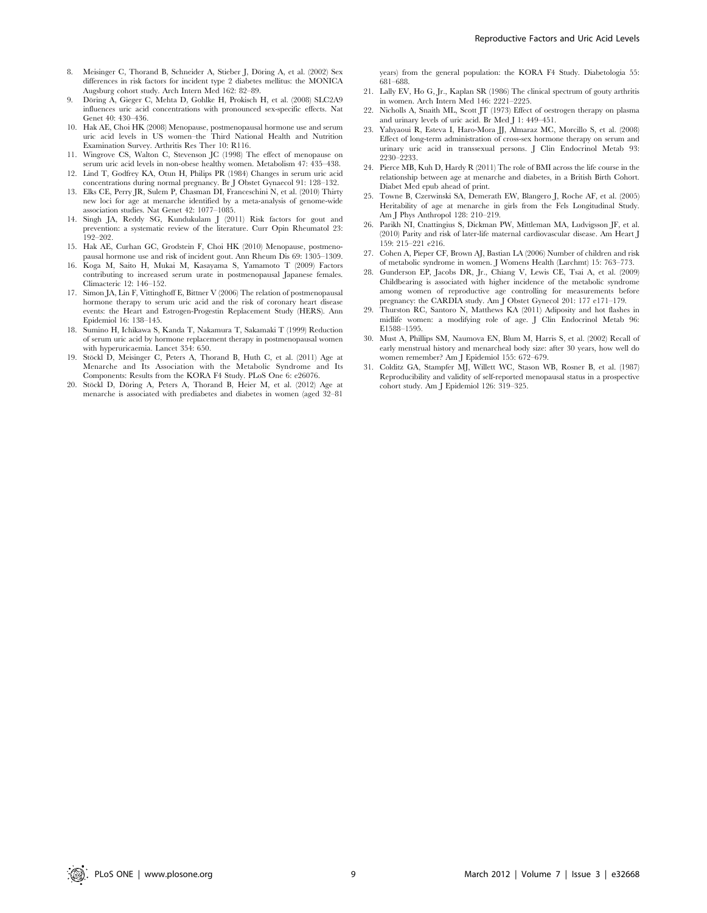8. Meisinger C, Thorand B, Schneider A, Stieber J, Döring A, et al. (2002) Sex differences in risk factors for incident type 2 diabetes mellitus: the MONICA Augsburg cohort study. Arch Intern Med 162: 82–89.
9. Döring A, Gieger C, Mehta D, Gohlke H, Prokisch H, et al. (2008) SLC2A9 influences uric acid concentrations with pronounced sex-specific effects. Nat Genet 40: 430–436.
10. Hak AE, Choi HK (2008) Menopause, postmenopausal hormone use and serum uric acid levels in US women–the Third National Health and Nutrition Examination Survey. Arthritis Res Ther 10: R116.
11. Wingrove CS, Walton C, Stevenson JC (1998) The effect of menopause on serum uric acid levels in non-obese healthy women. Metabolism 47: 435–438.
12. Lind T, Godfrey KA, Otun H, Philips PR (1984) Changes in serum uric acid concentrations during normal pregnancy. Br J Obstet Gynaecol 91: 128–132.
13. Elks CE, Perry JR, Sulem P, Chasman DI, Franceschini N, et al. (2010) Thirty new loci for age at menarche identified by a meta-analysis of genome-wide association studies. Nat Genet 42: 1077–1085.
14. Singh JA, Reddy SG, Kundukulam J (2011) Risk factors for gout and prevention: a systematic review of the literature. Curr Opin Rheumatol 23: 192–202.
15. Hak AE, Curhan GC, Grodstein F, Choi HK (2010) Menopause, postmenopausal hormone use and risk of incident gout. Ann Rheum Dis 69: 1305–1309.
16. Koga M, Saito H, Mukai M, Kasayama S, Yamamoto T (2009) Factors contributing to increased serum urate in postmenopausal Japanese females. Climacteric 12: 146–152.
17. Simon JA, Lin F, Vittinghoff E, Bittner V (2006) The relation of postmenopausal hormone therapy to serum uric acid and the risk of coronary heart disease events: the Heart and Estrogen-Progestin Replacement Study (HERS). Ann Epidemiol 16: 138–145.
18. Sumino H, Ichikawa S, Kanda T, Nakamura T, Sakamaki T (1999) Reduction of serum uric acid by hormone replacement therapy in postmenopausal women with hyperuricaemia. Lancet 354: 650.
19. Stöckl D, Meisinger C, Peters A, Thorand B, Huth C, et al. (2011) Age at Menarche and Its Association with the Metabolic Syndrome and Its Components: Results from the KORA F4 Study. PLoS One 6: e26076.
20. Stöckl D, Döring A, Peters A, Thorand B, Heier M, et al. (2012) Age at menarche is associated with prediabetes and diabetes in women (aged 32–81 years) from the general population: the KORA F4 Study. Diabetologia 55: 681–688.
21. Lally EV, Ho G, Jr., Kaplan SR (1986) The clinical spectrum of gouty arthritis in women. Arch Intern Med 146: 2221–2225.
22. Nicholls A, Snaith ML, Scott JT (1973) Effect of oestrogen therapy on plasma and urinary levels of uric acid. Br Med J 1: 449–451.
23. Yahyaoui R, Esteva I, Haro-Mora JJ, Almaraz MC, Morcillo S, et al. (2008) Effect of long-term administration of cross-sex hormone therapy on serum and urinary uric acid in transsexual persons. J Clin Endocrinol Metab 93: 2230–2233.
24. Pierce MB, Kuh D, Hardy R (2011) The role of BMI across the life course in the relationship between age at menarche and diabetes, in a British Birth Cohort. Diabet Med epub ahead of print.
25. Towne B, Czerwinski SA, Demerath EW, Blangero J, Roche AF, et al. (2005) Heritability of age at menarche in girls from the Fels Longitudinal Study. Am J Phys Anthropol 128: 210–219.
26. Parikh NI, Cnattingius S, Dickman PW, Mittleman MA, Ludvigsson JF, et al. (2010) Parity and risk of later-life maternal cardiovascular disease. Am Heart J 159: 215–221 e216.
27. Cohen A, Pieper CF, Brown AJ, Bastian LA (2006) Number of children and risk of metabolic syndrome in women. J Womens Health (Larchmt) 15: 763–773.
28. Gunderson EP, Jacobs DR, Jr., Chiang V, Lewis CE, Tsai A, et al. (2009) Childbearing is associated with higher incidence of the metabolic syndrome among women of reproductive age controlling for measurements before pregnancy: the CARDIA study. Am J Obstet Gynecol 201: 177 e171–179.
29. Thurston RC, Santoro N, Matthews KA (2011) Adiposity and hot flashes in midlife women: a modifying role of age. J Clin Endocrinol Metab 96: E1588–1595.
30. Must A, Phillips SM, Naumova EN, Blum M, Harris S, et al. (2002) Recall of early menstrual history and menarcheal body size: after 30 years, how well do women remember? Am J Epidemiol 155: 672–679.
31. Colditz GA, Stampfer MJ, Willett WC, Stason WB, Rosner B, et al. (1987) Reproducibility and validity of self-reported menopausal status in a prospective cohort study. Am J Epidemiol 126: 319–325.